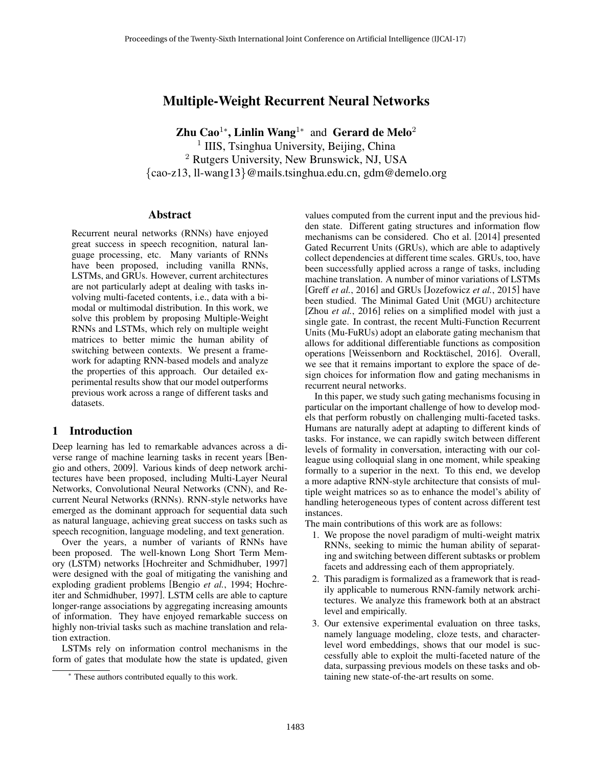# Multiple-Weight Recurrent Neural Networks

**Zhu Cao**[1*], **Linlin Wang**[1*] and **Gerard de Melo**[2]

[1] IIIS, Tsinghua University, Beijing, China

[2] Rutgers University, New Brunswick, NJ, USA

{cao-z13, ll-wang13}@mails.tsinghua.edu.cn, gdm@demelo.org

## Abstract

Recurrent neural networks (RNNs) have enjoyed great success in speech recognition, natural language processing, etc. Many variants of RNNs have been proposed, including vanilla RNNs, LSTMs, and GRUs. However, current architectures are not particularly adept at dealing with tasks involving multi-faceted contents, i.e., data with a bimodal or multimodal distribution. In this work, we solve this problem by proposing Multiple-Weight RNNs and LSTMs, which rely on multiple weight matrices to better mimic the human ability of switching between contexts. We present a framework for adapting RNN-based models and analyze the properties of this approach. Our detailed experimental results show that our model outperforms previous work across a range of different tasks and datasets.

## 1 Introduction

Deep learning has led to remarkable advances across a diverse range of machine learning tasks in recent years [Bengio and others, 2009]. Various kinds of deep network architectures have been proposed, including Multi-Layer Neural Networks, Convolutional Neural Networks (CNN), and Recurrent Neural Networks (RNNs). RNN-style networks have emerged as the dominant approach for sequential data such as natural language, achieving great success on tasks such as speech recognition, language modeling, and text generation.

Over the years, a number of variants of RNNs have been proposed. The well-known Long Short Term Memory (LSTM) networks [Hochreiter and Schmidhuber, 1997] were designed with the goal of mitigating the vanishing and exploding gradient problems [Bengio *et al.*, 1994; Hochreiter and Schmidhuber, 1997]. LSTM cells are able to capture longer-range associations by aggregating increasing amounts of information. They have enjoyed remarkable success on highly non-trivial tasks such as machine translation and relation extraction.

LSTMs rely on information control mechanisms in the form of gates that modulate how the state is updated, given values computed from the current input and the previous hidden state. Different gating structures and information flow mechanisms can be considered. Cho et al. [2014] presented Gated Recurrent Units (GRUs), which are able to adaptively collect dependencies at different time scales. GRUs, too, have been successfully applied across a range of tasks, including machine translation. A number of minor variations of LSTMs [Greff *et al.*, 2016] and GRUs [Jozefowicz *et al.*, 2015] have been studied. The Minimal Gated Unit (MGU) architecture [Zhou *et al.*, 2016] relies on a simplified model with just a single gate. In contrast, the recent Multi-Function Recurrent Units (Mu-FuRUs) adopt an elaborate gating mechanism that allows for additional differentiable functions as composition operations [Weissenborn and Rocktäschel, 2016]. Overall, we see that it remains important to explore the space of design choices for information flow and gating mechanisms in recurrent neural networks.

In this paper, we study such gating mechanisms focusing in particular on the important challenge of how to develop models that perform robustly on challenging multi-faceted tasks. Humans are naturally adept at adapting to different kinds of tasks. For instance, we can rapidly switch between different levels of formality in conversation, interacting with our colleague using colloquial slang in one moment, while speaking formally to a superior in the next. To this end, we develop a more adaptive RNN-style architecture that consists of multiple weight matrices so as to enhance the model's ability of handling heterogeneous types of content across different test instances.

The main contributions of this work are as follows:

1. We propose the novel paradigm of multi-weight matrix RNNs, seeking to mimic the human ability of separating and switching between different subtasks or problem facets and addressing each of them appropriately.
2. This paradigm is formalized as a framework that is readily applicable to numerous RNN-family network architectures. We analyze this framework both at an abstract level and empirically.
3. Our extensive experimental evaluation on three tasks, namely language modeling, cloze tests, and character-level word embeddings, shows that our model is successfully able to exploit the multi-faceted nature of the data, surpassing previous models on these tasks and obtaining new state-of-the-art results on some.

[*] These authors contributed equally to this work.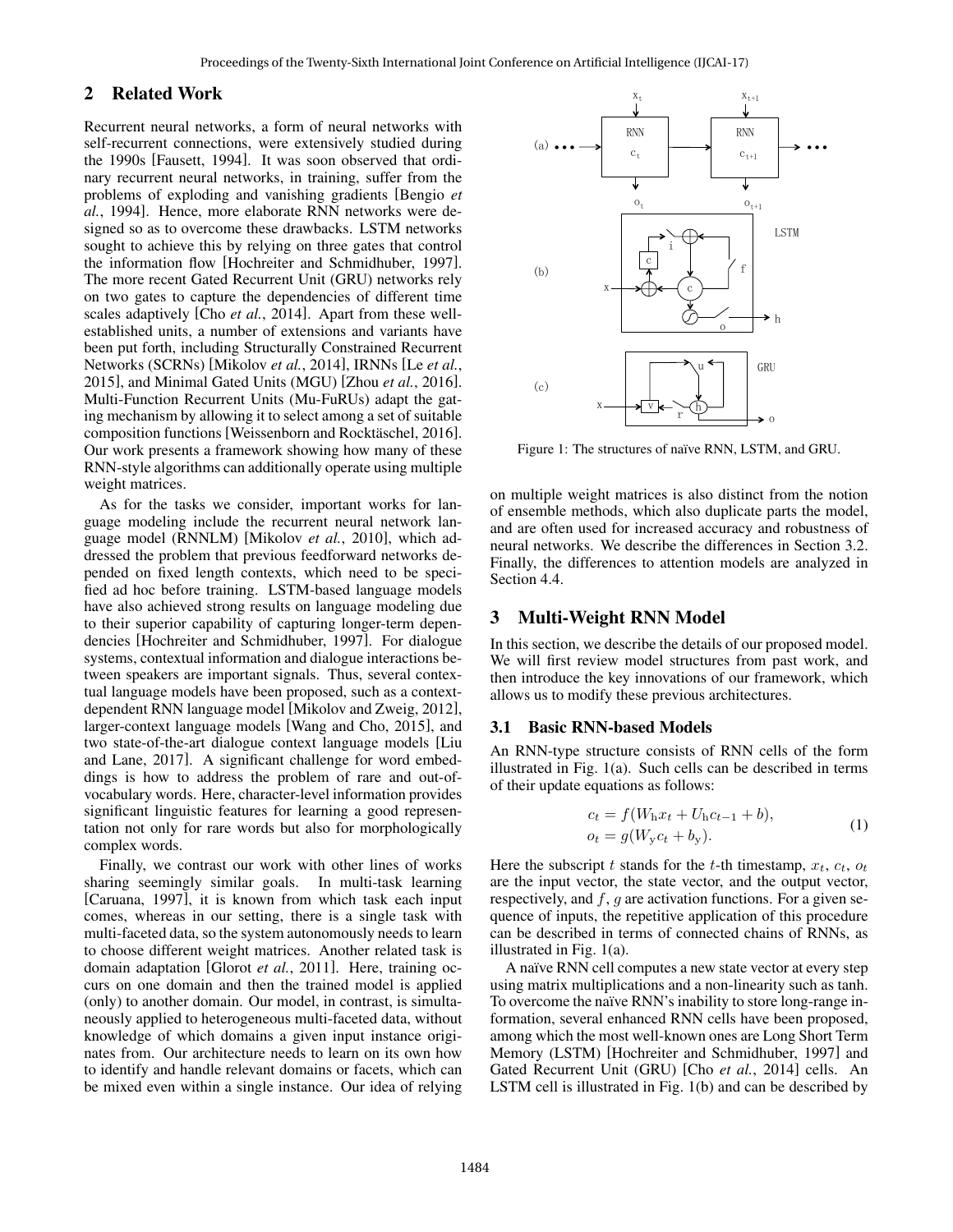## 2 Related Work

Recurrent neural networks, a form of neural networks with self-recurrent connections, were extensively studied during the 1990s [Fausett, 1994]. It was soon observed that ordinary recurrent neural networks, in training, suffer from the problems of exploding and vanishing gradients [Bengio *et al.*, 1994]. Hence, more elaborate RNN networks were designed so as to overcome these drawbacks. LSTM networks sought to achieve this by relying on three gates that control the information flow [Hochreiter and Schmidhuber, 1997]. The more recent Gated Recurrent Unit (GRU) networks rely on two gates to capture the dependencies of different time scales adaptively [Cho *et al.*, 2014]. Apart from these well-established units, a number of extensions and variants have been put forth, including Structurally Constrained Recurrent Networks (SCRNs) [Mikolov *et al.*, 2014], IRNNs [Le *et al.*, 2015], and Minimal Gated Units (MGU) [Zhou *et al.*, 2016]. Multi-Function Recurrent Units (Mu-FuRUs) adapt the gating mechanism by allowing it to select among a set of suitable composition functions [Weissenborn and Rocktäschel, 2016]. Our work presents a framework showing how many of these RNN-style algorithms can additionally operate using multiple weight matrices.

As for the tasks we consider, important works for language modeling include the recurrent neural network language model (RNNLM) [Mikolov *et al.*, 2010], which addressed the problem that previous feedforward networks depended on fixed length contexts, which need to be specified ad hoc before training. LSTM-based language models have also achieved strong results on language modeling due to their superior capability of capturing longer-term dependencies [Hochreiter and Schmidhuber, 1997]. For dialogue systems, contextual information and dialogue interactions between speakers are important signals. Thus, several contextual language models have been proposed, such as a context-dependent RNN language model [Mikolov and Zweig, 2012], larger-context language models [Wang and Cho, 2015], and two state-of-the-art dialogue context language models [Liu and Lane, 2017]. A significant challenge for word embeddings is how to address the problem of rare and out-of-vocabulary words. Here, character-level information provides significant linguistic features for learning a good representation not only for rare words but also for morphologically complex words.

Finally, we contrast our work with other lines of works sharing seemingly similar goals. In multi-task learning [Caruana, 1997], it is known from which task each input comes, whereas in our setting, there is a single task with multi-faceted data, so the system autonomously needs to learn to choose different weight matrices. Another related task is domain adaptation [Glorot *et al.*, 2011]. Here, training occurs on one domain and then the trained model is applied (only) to another domain. Our model, in contrast, is simultaneously applied to heterogeneous multi-faceted data, without knowledge of which domains a given input instance originates from. Our architecture needs to learn on its own how to identify and handle relevant domains or facets, which can be mixed even within a single instance. Our idea of relying on multiple weight matrices is also distinct from the notion of ensemble methods, which also duplicate parts the model, and are often used for increased accuracy and robustness of neural networks. We describe the differences in Section 3.2. Finally, the differences to attention models are analyzed in Section 4.4.

Figure 1: The structures of naïve RNN, LSTM, and GRU.

## 3 Multi-Weight RNN Model

In this section, we describe the details of our proposed model. We will first review model structures from past work, and then introduce the key innovations of our framework, which allows us to modify these previous architectures.

### 3.1 Basic RNN-based Models

An RNN-type structure consists of RNN cells of the form illustrated in Fig. 1(a). Such cells can be described in terms of their update equations as follows:

$$
\begin{aligned}
c_t &= f(W_{\mathrm{h}} x_t + U_{\mathrm{h}} c_{t-1} + b), \\
o_t &= g(W_{\mathrm{y}} c_t + b_{\mathrm{y}}).
\end{aligned} \tag{1}
$$

Here the subscript $t$ stands for the $t$-th timestamp, $x_t$, $c_t$, $o_t$ are the input vector, the state vector, and the output vector, respectively, and $f$, $g$ are activation functions. For a given sequence of inputs, the repetitive application of this procedure can be described in terms of connected chains of RNNs, as illustrated in Fig. 1(a).

A naïve RNN cell computes a new state vector at every step using matrix multiplications and a non-linearity such as tanh. To overcome the naïve RNN's inability to store long-range information, several enhanced RNN cells have been proposed, among which the most well-known ones are Long Short Term Memory (LSTM) [Hochreiter and Schmidhuber, 1997] and Gated Recurrent Unit (GRU) [Cho *et al.*, 2014] cells. An LSTM cell is illustrated in Fig. 1(b) and can be described by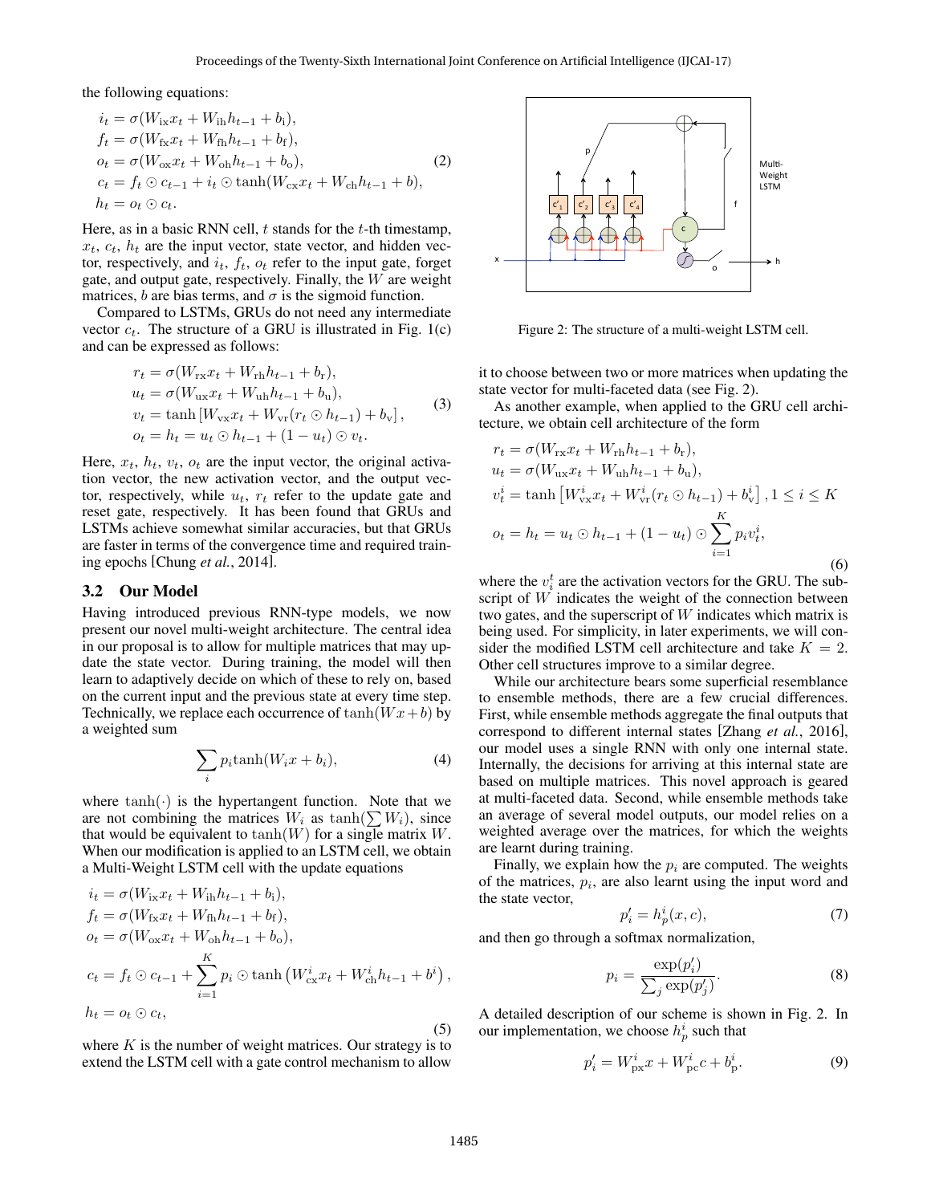the following equations:

$$
\begin{aligned}
i_t &= \sigma(W_{\text{ix}} x_t + W_{\text{ih}} h_{t-1} + b_{\text{i}}), \\
f_t &= \sigma(W_{\text{fx}} x_t + W_{\text{fh}} h_{t-1} + b_{\text{f}}), \\
o_t &= \sigma(W_{\text{ox}} x_t + W_{\text{oh}} h_{t-1} + b_{\text{o}}), \\
c_t &= f_t \odot c_{t-1} + i_t \odot \tanh(W_{\text{cx}} x_t + W_{\text{ch}} h_{t-1} + b), \\
h_t &= o_t \odot c_t.
\end{aligned} \tag{2}
$$

Here, as in a basic RNN cell, $t$ stands for the $t$-th timestamp, $x_t$, $c_t$, $h_t$ are the input vector, state vector, and hidden vector, respectively, and $i_t$, $f_t$, $o_t$ refer to the input gate, forget gate, and output gate, respectively. Finally, the $W$ are weight matrices, $b$ are bias terms, and $\sigma$ is the sigmoid function.

Compared to LSTMs, GRUs do not need any intermediate vector $c_t$. The structure of a GRU is illustrated in Fig. 1(c) and can be expressed as follows:

$$
\begin{aligned}
r_t &= \sigma(W_{\text{rx}} x_t + W_{\text{rh}} h_{t-1} + b_{\text{r}}), \\
u_t &= \sigma(W_{\text{ux}} x_t + W_{\text{uh}} h_{t-1} + b_{\text{u}}), \\
v_t &= \tanh\left[W_{\text{vx}} x_t + W_{\text{vr}}(r_t \odot h_{t-1}) + b_{\text{v}}\right], \\
o_t &= h_t = u_t \odot h_{t-1} + (1 - u_t) \odot v_t.
\end{aligned} \tag{3}
$$

Here, $x_t$, $h_t$, $v_t$, $o_t$ are the input vector, the original activation vector, the new activation vector, and the output vector, respectively, while $u_t$, $r_t$ refer to the update gate and reset gate, respectively. It has been found that GRUs and LSTMs achieve somewhat similar accuracies, but that GRUs are faster in terms of the convergence time and required training epochs [Chung *et al.*, 2014].

### 3.2 Our Model

Having introduced previous RNN-type models, we now present our novel multi-weight architecture. The central idea in our proposal is to allow for multiple matrices that may update the state vector. During training, the model will then learn to adaptively decide on which of these to rely on, based on the current input and the previous state at every time step. Technically, we replace each occurrence of $\tanh(Wx + b)$ by a weighted sum

$$
\sum_i p_i \tanh(W_i x + b_i), \tag{4}
$$

where $\tanh(\cdot)$ is the hypertangent function. Note that we are not combining the matrices $W_i$ as $\tanh(\sum W_i)$, since that would be equivalent to $\tanh(W)$ for a single matrix $W$. When our modification is applied to an LSTM cell, we obtain a Multi-Weight LSTM cell with the update equations

$$
\begin{aligned}
i_t &= \sigma(W_{\text{ix}} x_t + W_{\text{ih}} h_{t-1} + b_{\text{i}}), \\
f_t &= \sigma(W_{\text{fx}} x_t + W_{\text{fh}} h_{t-1} + b_{\text{f}}), \\
o_t &= \sigma(W_{\text{ox}} x_t + W_{\text{oh}} h_{t-1} + b_{\text{o}}), \\
c_t &= f_t \odot c_{t-1} + \sum_{i=1}^{K} p_i \odot \tanh\left(W_{\text{cx}}^i x_t + W_{\text{ch}}^i h_{t-1} + b^i\right), \\
h_t &= o_t \odot c_t,
\end{aligned} \tag{5}
$$

where $K$ is the number of weight matrices. Our strategy is to extend the LSTM cell with a gate control mechanism to allow it to choose between two or more matrices when updating the state vector for multi-faceted data (see Fig. 2).

Figure 2: The structure of a multi-weight LSTM cell.

As another example, when applied to the GRU cell architecture, we obtain cell architecture of the form

$$
\begin{aligned}
r_t &= \sigma(W_{\text{rx}} x_t + W_{\text{rh}} h_{t-1} + b_r), \\
u_t &= \sigma(W_{\text{ux}} x_t + W_{\text{uh}} h_{t-1} + b_{\text{u}}), \\
v_t^i &= \tanh\left[W_{\text{vx}}^i x_t + W_{\text{vr}}^i (r_t \odot h_{t-1}) + b_{\text{v}}^i\right], 1 \leq i \leq K \\
o_t &= h_t = u_t \odot h_{t-1} + (1 - u_t) \odot \sum_{i=1}^{K} p_i v_t^i,
\end{aligned} \tag{6}
$$

where the $v_i^t$ are the activation vectors for the GRU. The subscript of $W$ indicates the weight of the connection between two gates, and the superscript of $W$ indicates which matrix is being used. For simplicity, in later experiments, we will consider the modified LSTM cell architecture and take $K = 2$. Other cell structures improve to a similar degree.

While our architecture bears some superficial resemblance to ensemble methods, there are a few crucial differences. First, while ensemble methods aggregate the final outputs that correspond to different internal states [Zhang *et al.*, 2016], our model uses a single RNN with only one internal state. Internally, the decisions for arriving at this internal state are based on multiple matrices. This novel approach is geared at multi-faceted data. Second, while ensemble methods take an average of several model outputs, our model relies on a weighted average over the matrices, for which the weights are learnt during training.

Finally, we explain how the $p_i$ are computed. The weights of the matrices, $p_i$, are also learnt using the input word and the state vector,

$$
p_i' = h_p^i(x, c), \tag{7}
$$

and then go through a softmax normalization,

$$
p_i = \frac{\exp(p_i')}{\sum_j \exp(p_j')}. \tag{8}
$$

A detailed description of our scheme is shown in Fig. 2. In our implementation, we choose $h_p^i$ such that

$$
p_i' = W_{\text{px}}^i x + W_{\text{pc}}^i c + b_{\text{p}}^i. \tag{9}
$$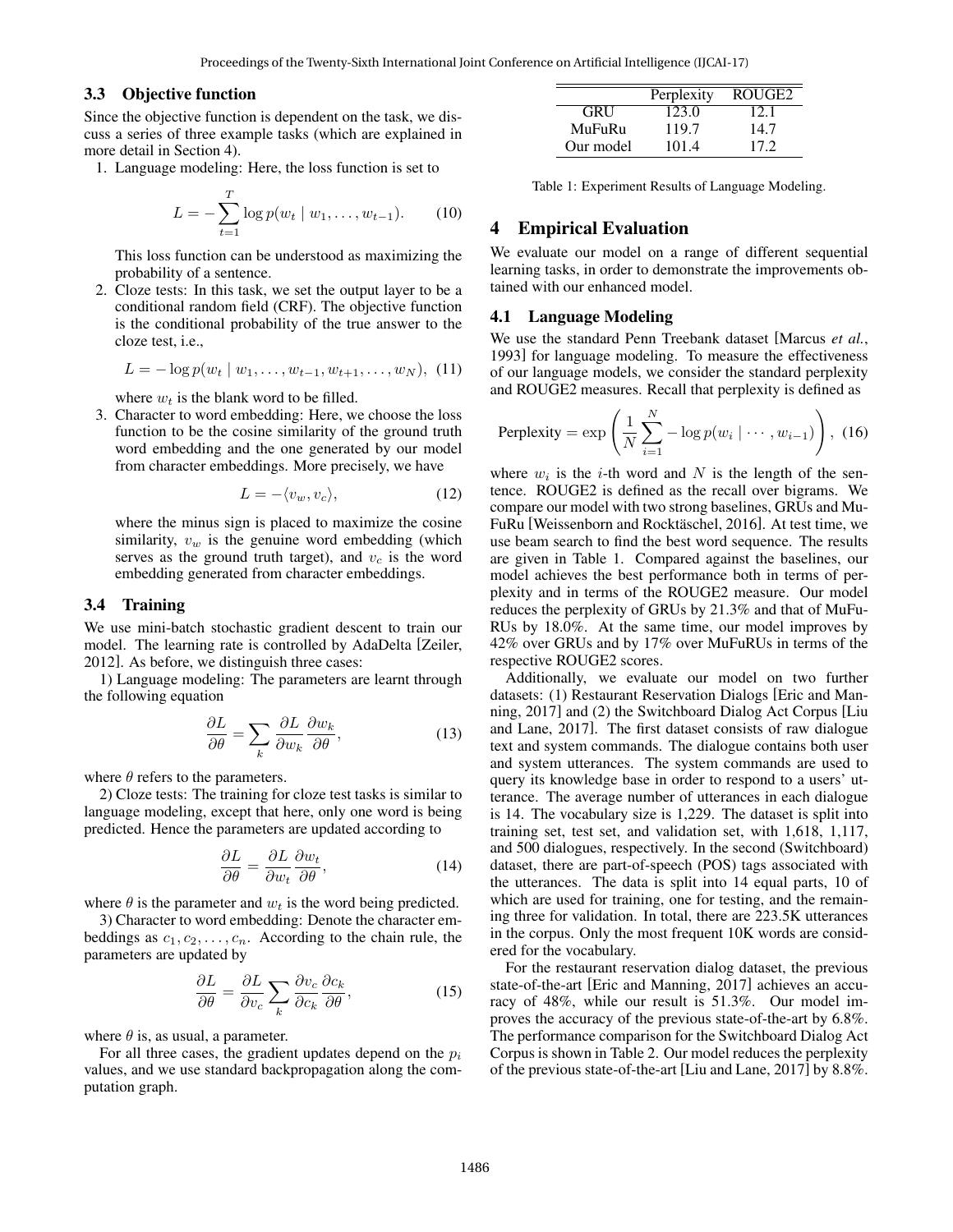### 3.3 Objective function

Since the objective function is dependent on the task, we discuss a series of three example tasks (which are explained in more detail in Section 4).

1. Language modeling: Here, the loss function is set to

$$L = -\sum_{t=1}^{T} \log p(w_t \mid w_1, \ldots, w_{t-1}). \quad (10)$$

This loss function can be understood as maximizing the probability of a sentence.

2. Cloze tests: In this task, we set the output layer to be a conditional random field (CRF). The objective function is the conditional probability of the true answer to the cloze test, i.e.,

$$L = -\log p(w_t \mid w_1, \ldots, w_{t-1}, w_{t+1}, \ldots, w_N), \quad (11)$$

where $w_t$ is the blank word to be filled.

3. Character to word embedding: Here, we choose the loss function to be the cosine similarity of the ground truth word embedding and the one generated by our model from character embeddings. More precisely, we have

$$L = -\langle v_w, v_c \rangle, \quad (12)$$

where the minus sign is placed to maximize the cosine similarity, $v_w$ is the genuine word embedding (which serves as the ground truth target), and $v_c$ is the word embedding generated from character embeddings.

### 3.4 Training

We use mini-batch stochastic gradient descent to train our model. The learning rate is controlled by AdaDelta [Zeiler, 2012]. As before, we distinguish three cases:

1) Language modeling: The parameters are learnt through the following equation

$$\frac{\partial L}{\partial \theta} = \sum_k \frac{\partial L}{\partial w_k} \frac{\partial w_k}{\partial \theta}, \quad (13)$$

where $\theta$ refers to the parameters.

2) Cloze tests: The training for cloze test tasks is similar to language modeling, except that here, only one word is being predicted. Hence the parameters are updated according to

$$\frac{\partial L}{\partial \theta} = \frac{\partial L}{\partial w_t} \frac{\partial w_t}{\partial \theta}, \quad (14)$$

where $\theta$ is the parameter and $w_t$ is the word being predicted.

3) Character to word embedding: Denote the character embeddings as $c_1, c_2, \ldots, c_n$. According to the chain rule, the parameters are updated by

$$\frac{\partial L}{\partial \theta} = \frac{\partial L}{\partial v_c} \sum_k \frac{\partial v_c}{\partial c_k} \frac{\partial c_k}{\partial \theta}, \quad (15)$$

where $\theta$ is, as usual, a parameter.

For all three cases, the gradient updates depend on the $p_i$ values, and we use standard backpropagation along the computation graph.

| | Perplexity | ROUGE2 |
|---|---|---|
| GRU | 123.0 | 12.1 |
| MuFuRu | 119.7 | 14.7 |
| Our model | 101.4 | 17.2 |

Table 1: Experiment Results of Language Modeling.

## 4 Empirical Evaluation

We evaluate our model on a range of different sequential learning tasks, in order to demonstrate the improvements obtained with our enhanced model.

### 4.1 Language Modeling

We use the standard Penn Treebank dataset [Marcus *et al.*, 1993] for language modeling. To measure the effectiveness of our language models, we consider the standard perplexity and ROUGE2 measures. Recall that perplexity is defined as

$$\text{Perplexity} = \exp\left(\frac{1}{N}\sum_{i=1}^{N} -\log p(w_i \mid \cdots, w_{i-1})\right), \quad (16)$$

where $w_i$ is the $i$-th word and $N$ is the length of the sentence. ROUGE2 is defined as the recall over bigrams. We compare our model with two strong baselines, GRUs and MuFuRu [Weissenborn and Rocktäschel, 2016]. At test time, we use beam search to find the best word sequence. The results are given in Table 1. Compared against the baselines, our model achieves the best performance both in terms of perplexity and in terms of the ROUGE2 measure. Our model reduces the perplexity of GRUs by 21.3% and that of MuFuRUs by 18.0%. At the same time, our model improves by 42% over GRUs and by 17% over MuFuRUs in terms of the respective ROUGE2 scores.

Additionally, we evaluate our model on two further datasets: (1) Restaurant Reservation Dialogs [Eric and Manning, 2017] and (2) the Switchboard Dialog Act Corpus [Liu and Lane, 2017]. The first dataset consists of raw dialogue text and system commands. The dialogue contains both user and system utterances. The system commands are used to query its knowledge base in order to respond to a users' utterance. The average number of utterances in each dialogue is 14. The vocabulary size is 1,229. The dataset is split into training set, test set, and validation set, with 1,618, 1,117, and 500 dialogues, respectively. In the second (Switchboard) dataset, there are part-of-speech (POS) tags associated with the utterances. The data is split into 14 equal parts, 10 of which are used for training, one for testing, and the remaining three for validation. In total, there are 223.5K utterances in the corpus. Only the most frequent 10K words are considered for the vocabulary.

For the restaurant reservation dialog dataset, the previous state-of-the-art [Eric and Manning, 2017] achieves an accuracy of 48%, while our result is 51.3%. Our model improves the accuracy of the previous state-of-the-art by 6.8%. The performance comparison for the Switchboard Dialog Act Corpus is shown in Table 2. Our model reduces the perplexity of the previous state-of-the-art [Liu and Lane, 2017] by 8.8%.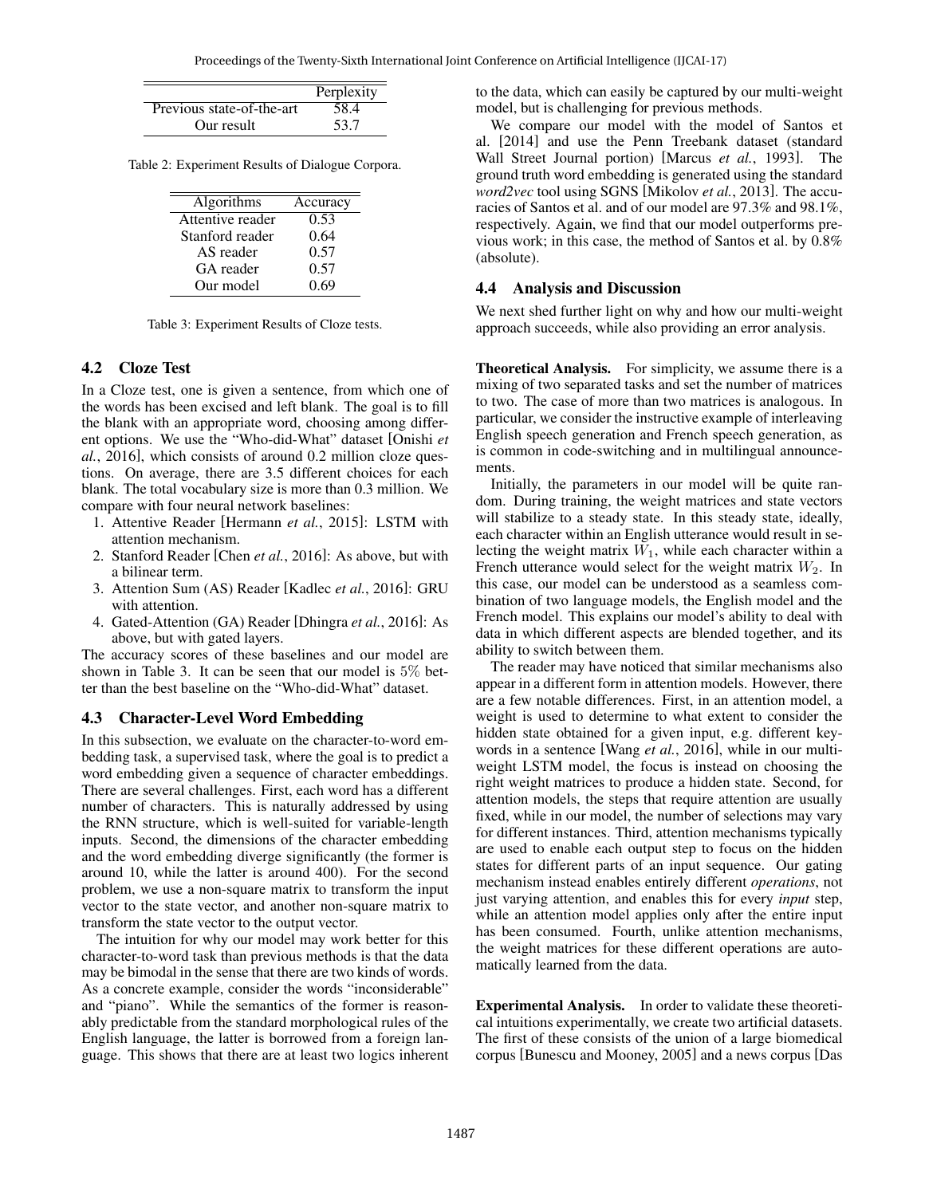| | Perplexity |
| --- | --- |
| Previous state-of-the-art | 58.4 |
| Our result | 53.7 |

Table 2: Experiment Results of Dialogue Corpora.

| Algorithms | Accuracy |
| --- | --- |
| Attentive reader | 0.53 |
| Stanford reader | 0.64 |
| AS reader | 0.57 |
| GA reader | 0.57 |
| Our model | 0.69 |

Table 3: Experiment Results of Cloze tests.

### 4.2 Cloze Test

In a Cloze test, one is given a sentence, from which one of the words has been excised and left blank. The goal is to fill the blank with an appropriate word, choosing among different options. We use the "Who-did-What" dataset [Onishi *et al.*, 2016], which consists of around 0.2 million cloze questions. On average, there are 3.5 different choices for each blank. The total vocabulary size is more than 0.3 million. We compare with four neural network baselines:

1. Attentive Reader [Hermann *et al.*, 2015]: LSTM with attention mechanism.
2. Stanford Reader [Chen *et al.*, 2016]: As above, but with a bilinear term.
3. Attention Sum (AS) Reader [Kadlec *et al.*, 2016]: GRU with attention.
4. Gated-Attention (GA) Reader [Dhingra *et al.*, 2016]: As above, but with gated layers.

The accuracy scores of these baselines and our model are shown in Table 3. It can be seen that our model is $5\%$ better than the best baseline on the "Who-did-What" dataset.

### 4.3 Character-Level Word Embedding

In this subsection, we evaluate on the character-to-word embedding task, a supervised task, where the goal is to predict a word embedding given a sequence of character embeddings. There are several challenges. First, each word has a different number of characters. This is naturally addressed by using the RNN structure, which is well-suited for variable-length inputs. Second, the dimensions of the character embedding and the word embedding diverge significantly (the former is around 10, while the latter is around 400). For the second problem, we use a non-square matrix to transform the input vector to the state vector, and another non-square matrix to transform the state vector to the output vector.

The intuition for why our model may work better for this character-to-word task than previous methods is that the data may be bimodal in the sense that there are two kinds of words. As a concrete example, consider the words "inconsiderable" and "piano". While the semantics of the former is reasonably predictable from the standard morphological rules of the English language, the latter is borrowed from a foreign language. This shows that there are at least two logics inherent to the data, which can easily be captured by our multi-weight model, but is challenging for previous methods.

We compare our model with the model of Santos et al. [2014] and use the Penn Treebank dataset (standard Wall Street Journal portion) [Marcus *et al.*, 1993]. The ground truth word embedding is generated using the standard *word2vec* tool using SGNS [Mikolov *et al.*, 2013]. The accuracies of Santos et al. and of our model are 97.3% and 98.1%, respectively. Again, we find that our model outperforms previous work; in this case, the method of Santos et al. by 0.8% (absolute).

### 4.4 Analysis and Discussion

We next shed further light on why and how our multi-weight approach succeeds, while also providing an error analysis.

**Theoretical Analysis.** For simplicity, we assume there is a mixing of two separated tasks and set the number of matrices to two. The case of more than two matrices is analogous. In particular, we consider the instructive example of interleaving English speech generation and French speech generation, as is common in code-switching and in multilingual announcements.

Initially, the parameters in our model will be quite random. During training, the weight matrices and state vectors will stabilize to a steady state. In this steady state, ideally, each character within an English utterance would result in selecting the weight matrix $W_1$, while each character within a French utterance would select for the weight matrix $W_2$. In this case, our model can be understood as a seamless combination of two language models, the English model and the French model. This explains our model's ability to deal with data in which different aspects are blended together, and its ability to switch between them.

The reader may have noticed that similar mechanisms also appear in a different form in attention models. However, there are a few notable differences. First, in an attention model, a weight is used to determine to what extent to consider the hidden state obtained for a given input, e.g. different keywords in a sentence [Wang *et al.*, 2016], while in our multi-weight LSTM model, the focus is instead on choosing the right weight matrices to produce a hidden state. Second, for attention models, the steps that require attention are usually fixed, while in our model, the number of selections may vary for different instances. Third, attention mechanisms typically are used to enable each output step to focus on the hidden states for different parts of an input sequence. Our gating mechanism instead enables entirely different *operations*, not just varying attention, and enables this for every *input* step, while an attention model applies only after the entire input has been consumed. Fourth, unlike attention mechanisms, the weight matrices for these different operations are automatically learned from the data.

**Experimental Analysis.** In order to validate these theoretical intuitions experimentally, we create two artificial datasets. The first of these consists of the union of a large biomedical corpus [Bunescu and Mooney, 2005] and a news corpus [Das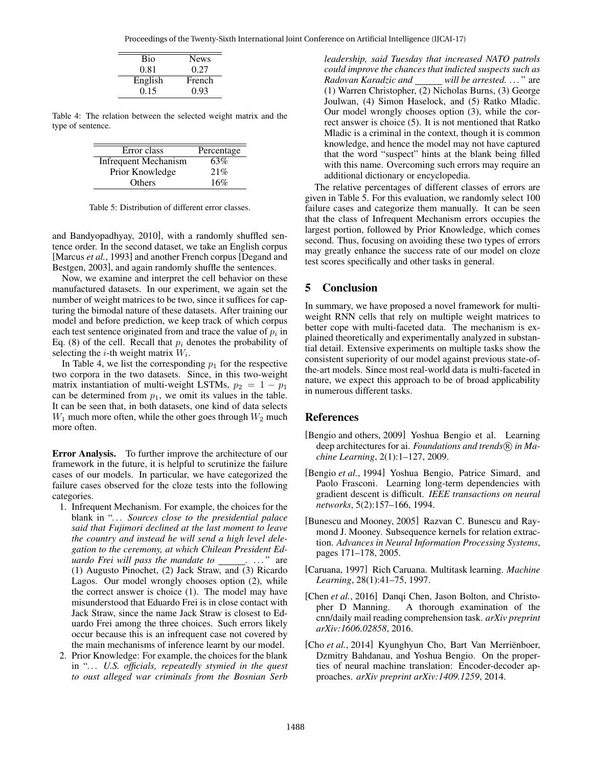| Bio | News |
| --- | --- |
| 0.81 | 0.27 |
| English | French |
| 0.15 | 0.93 |

Table 4: The relation between the selected weight matrix and the type of sentence.

| Error class | Percentage |
| --- | --- |
| Infrequent Mechanism | 63% |
| Prior Knowledge | 21% |
| Others | 16% |

Table 5: Distribution of different error classes.

and Bandyopadhyay, 2010], with a randomly shuffled sentence order. In the second dataset, we take an English corpus [Marcus *et al.*, 1993] and another French corpus [Degand and Bestgen, 2003], and again randomly shuffle the sentences.

Now, we examine and interpret the cell behavior on these manufactured datasets. In our experiment, we again set the number of weight matrices to be two, since it suffices for capturing the bimodal nature of these datasets. After training our model and before prediction, we keep track of which corpus each test sentence originated from and trace the value of $p_i$ in Eq. (8) of the cell. Recall that $p_i$ denotes the probability of selecting the $i$-th weight matrix $W_i$.

In Table 4, we list the corresponding $p_1$ for the respective two corpora in the two datasets. Since, in this two-weight matrix instantiation of multi-weight LSTMs, $p_2 = 1 - p_1$ can be determined from $p_1$, we omit its values in the table. It can be seen that, in both datasets, one kind of data selects $W_1$ much more often, while the other goes through $W_2$ much more often.

**Error Analysis.** To further improve the architecture of our framework in the future, it is helpful to scrutinize the failure cases of our models. In particular, we have categorized the failure cases observed for the cloze tests into the following categories.

1. Infrequent Mechanism. For example, the choices for the blank in "… *Sources close to the presidential palace said that Fujimori declined at the last moment to leave the country and instead he will send a high level delegation to the ceremony, at which Chilean President Eduardo Frei will pass the mandate to* ______. …" are (1) Augusto Pinochet, (2) Jack Straw, and (3) Ricardo Lagos. Our model wrongly chooses option (2), while the correct answer is choice (1). The model may have misunderstood that Eduardo Frei is in close contact with Jack Straw, since the name Jack Straw is closest to Eduardo Frei among the three choices. Such errors likely occur because this is an infrequent case not covered by the main mechanisms of inference learnt by our model.
2. Prior Knowledge: For example, the choices for the blank in "… *U.S. officials, repeatedly stymied in the quest to oust alleged war criminals from the Bosnian Serb leadership, said Tuesday that increased NATO patrols could improve the chances that indicted suspects such as Radovan Karadzic and* ______ *will be arrested.* …" are (1) Warren Christopher, (2) Nicholas Burns, (3) George Joulwan, (4) Simon Haselock, and (5) Ratko Mladic. Our model wrongly chooses option (3), while the correct answer is choice (5). It is not mentioned that Ratko Mladic is a criminal in the context, though it is common knowledge, and hence the model may not have captured that the word "suspect" hints at the blank being filled with this name. Overcoming such errors may require an additional dictionary or encyclopedia.

The relative percentages of different classes of errors are given in Table 5. For this evaluation, we randomly select 100 failure cases and categorize them manually. It can be seen that the class of Infrequent Mechanism errors occupies the largest portion, followed by Prior Knowledge, which comes second. Thus, focusing on avoiding these two types of errors may greatly enhance the success rate of our model on cloze test scores specifically and other tasks in general.

## 5 Conclusion

In summary, we have proposed a novel framework for multi-weight RNN cells that rely on multiple weight matrices to better cope with multi-faceted data. The mechanism is explained theoretically and experimentally analyzed in substantial detail. Extensive experiments on multiple tasks show the consistent superiority of our model against previous state-of-the-art models. Since most real-world data is multi-faceted in nature, we expect this approach to be of broad applicability in numerous different tasks.

## References

[Bengio and others, 2009] Yoshua Bengio et al. Learning deep architectures for ai. *Foundations and trends® in Machine Learning*, 2(1):1–127, 2009.

[Bengio *et al.*, 1994] Yoshua Bengio, Patrice Simard, and Paolo Frasconi. Learning long-term dependencies with gradient descent is difficult. *IEEE transactions on neural networks*, 5(2):157–166, 1994.

[Bunescu and Mooney, 2005] Razvan C. Bunescu and Raymond J. Mooney. Subsequence kernels for relation extraction. *Advances in Neural Information Processing Systems*, pages 171–178, 2005.

[Caruana, 1997] Rich Caruana. Multitask learning. *Machine Learning*, 28(1):41–75, 1997.

[Chen *et al.*, 2016] Danqi Chen, Jason Bolton, and Christopher D Manning. A thorough examination of the cnn/daily mail reading comprehension task. *arXiv preprint arXiv:1606.02858*, 2016.

[Cho *et al.*, 2014] Kyunghyun Cho, Bart Van Merriënboer, Dzmitry Bahdanau, and Yoshua Bengio. On the properties of neural machine translation: Encoder-decoder approaches. *arXiv preprint arXiv:1409.1259*, 2014.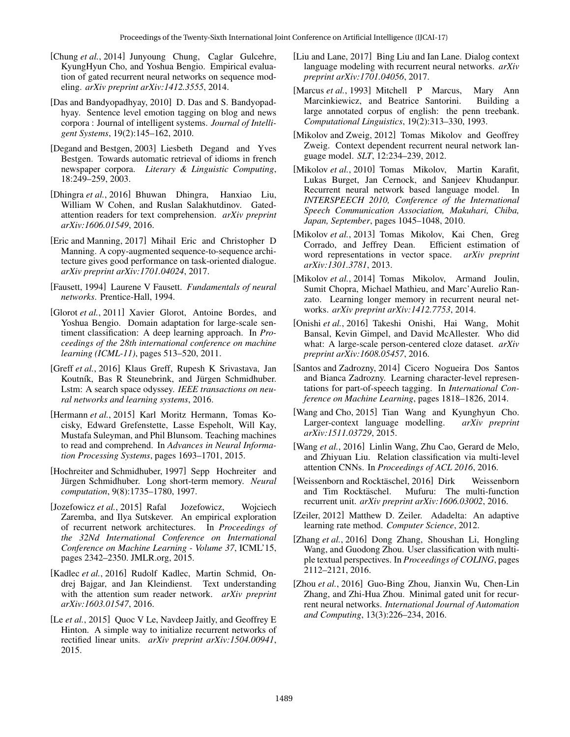[Chung *et al.*, 2014] Junyoung Chung, Caglar Gulcehre, KyungHyun Cho, and Yoshua Bengio. Empirical evaluation of gated recurrent neural networks on sequence modeling. *arXiv preprint arXiv:1412.3555*, 2014.

[Das and Bandyopadhyay, 2010] D. Das and S. Bandyopadhyay. Sentence level emotion tagging on blog and news corpora : Journal of intelligent systems. *Journal of Intelligent Systems*, 19(2):145–162, 2010.

[Degand and Bestgen, 2003] Liesbeth Degand and Yves Bestgen. Towards automatic retrieval of idioms in french newspaper corpora. *Literary & Linguistic Computing*, 18:249–259, 2003.

[Dhingra *et al.*, 2016] Bhuwan Dhingra, Hanxiao Liu, William W Cohen, and Ruslan Salakhutdinov. Gated-attention readers for text comprehension. *arXiv preprint arXiv:1606.01549*, 2016.

[Eric and Manning, 2017] Mihail Eric and Christopher D Manning. A copy-augmented sequence-to-sequence architecture gives good performance on task-oriented dialogue. *arXiv preprint arXiv:1701.04024*, 2017.

[Fausett, 1994] Laurene V Fausett. *Fundamentals of neural networks*. Prentice-Hall, 1994.

[Glorot *et al.*, 2011] Xavier Glorot, Antoine Bordes, and Yoshua Bengio. Domain adaptation for large-scale sentiment classification: A deep learning approach. In *Proceedings of the 28th international conference on machine learning (ICML-11)*, pages 513–520, 2011.

[Greff *et al.*, 2016] Klaus Greff, Rupesh K Srivastava, Jan Koutník, Bas R Steunebrink, and Jürgen Schmidhuber. Lstm: A search space odyssey. *IEEE transactions on neural networks and learning systems*, 2016.

[Hermann *et al.*, 2015] Karl Moritz Hermann, Tomas Kocisky, Edward Grefenstette, Lasse Espeholt, Will Kay, Mustafa Suleyman, and Phil Blunsom. Teaching machines to read and comprehend. In *Advances in Neural Information Processing Systems*, pages 1693–1701, 2015.

[Hochreiter and Schmidhuber, 1997] Sepp Hochreiter and Jürgen Schmidhuber. Long short-term memory. *Neural computation*, 9(8):1735–1780, 1997.

[Jozefowicz *et al.*, 2015] Rafal Jozefowicz, Wojciech Zaremba, and Ilya Sutskever. An empirical exploration of recurrent network architectures. In *Proceedings of the 32Nd International Conference on International Conference on Machine Learning - Volume 37*, ICML'15, pages 2342–2350. JMLR.org, 2015.

[Kadlec *et al.*, 2016] Rudolf Kadlec, Martin Schmid, Ondrej Bajgar, and Jan Kleindienst. Text understanding with the attention sum reader network. *arXiv preprint arXiv:1603.01547*, 2016.

[Le *et al.*, 2015] Quoc V Le, Navdeep Jaitly, and Geoffrey E Hinton. A simple way to initialize recurrent networks of rectified linear units. *arXiv preprint arXiv:1504.00941*, 2015.

[Liu and Lane, 2017] Bing Liu and Ian Lane. Dialog context language modeling with recurrent neural networks. *arXiv preprint arXiv:1701.04056*, 2017.

[Marcus *et al.*, 1993] Mitchell P Marcus, Mary Ann Marcinkiewicz, and Beatrice Santorini. Building a large annotated corpus of english: the penn treebank. *Computational Linguistics*, 19(2):313–330, 1993.

[Mikolov and Zweig, 2012] Tomas Mikolov and Geoffrey Zweig. Context dependent recurrent neural network language model. *SLT*, 12:234–239, 2012.

[Mikolov *et al.*, 2010] Tomas Mikolov, Martin Karafit, Lukas Burget, Jan Cernock, and Sanjeev Khudanpur. Recurrent neural network based language model. In *INTERSPEECH 2010, Conference of the International Speech Communication Association, Makuhari, Chiba, Japan, September*, pages 1045–1048, 2010.

[Mikolov *et al.*, 2013] Tomas Mikolov, Kai Chen, Greg Corrado, and Jeffrey Dean. Efficient estimation of word representations in vector space. *arXiv preprint arXiv:1301.3781*, 2013.

[Mikolov *et al.*, 2014] Tomas Mikolov, Armand Joulin, Sumit Chopra, Michael Mathieu, and Marc'Aurelio Ranzato. Learning longer memory in recurrent neural networks. *arXiv preprint arXiv:1412.7753*, 2014.

[Onishi *et al.*, 2016] Takeshi Onishi, Hai Wang, Mohit Bansal, Kevin Gimpel, and David McAllester. Who did what: A large-scale person-centered cloze dataset. *arXiv preprint arXiv:1608.05457*, 2016.

[Santos and Zadrozny, 2014] Cicero Nogueira Dos Santos and Bianca Zadrozny. Learning character-level representations for part-of-speech tagging. In *International Conference on Machine Learning*, pages 1818–1826, 2014.

[Wang and Cho, 2015] Tian Wang and Kyunghyun Cho. Larger-context language modelling. *arXiv preprint arXiv:1511.03729*, 2015.

[Wang *et al.*, 2016] Linlin Wang, Zhu Cao, Gerard de Melo, and Zhiyuan Liu. Relation classification via multi-level attention CNNs. In *Proceedings of ACL 2016*, 2016.

[Weissenborn and Rocktäschel, 2016] Dirk Weissenborn and Tim Rocktäschel. Mufuru: The multi-function recurrent unit. *arXiv preprint arXiv:1606.03002*, 2016.

[Zeiler, 2012] Matthew D. Zeiler. Adadelta: An adaptive learning rate method. *Computer Science*, 2012.

[Zhang *et al.*, 2016] Dong Zhang, Shoushan Li, Hongling Wang, and Guodong Zhou. User classification with multiple textual perspectives. In *Proceedings of COLING*, pages 2112–2121, 2016.

[Zhou *et al.*, 2016] Guo-Bing Zhou, Jianxin Wu, Chen-Lin Zhang, and Zhi-Hua Zhou. Minimal gated unit for recurrent neural networks. *International Journal of Automation and Computing*, 13(3):226–234, 2016.